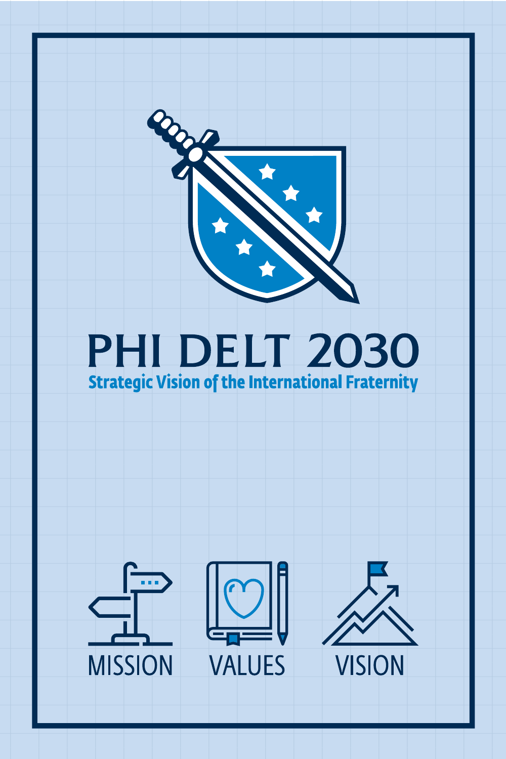# PHI DELT 2030

**Strategic Vision of the International Fraternity**

MISSION VALUES VISION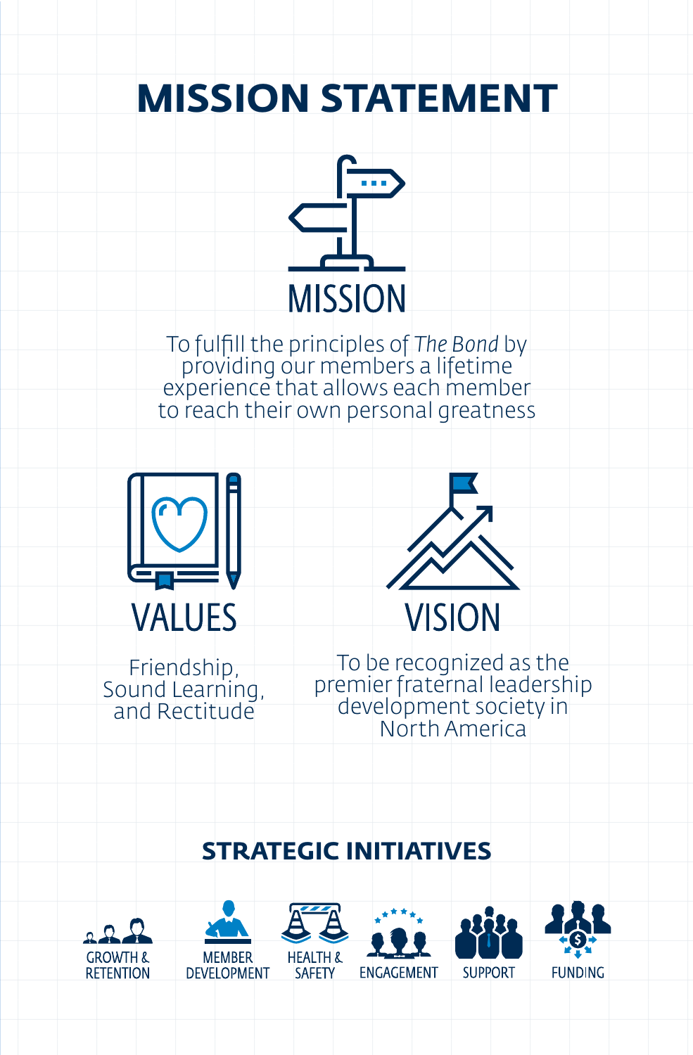# MISSION STATEMENT

## MISSION

To fulfill the principles of *The Bond* by providing our members a lifetime experience that allows each member to reach their own personal greatness

## VALUES

Friendship, Sound Learning, and Rectitude

## VISION

To be recognized as the premier fraternal leadership development society in North America

## STRATEGIC INITIATIVES

- GROWTH & RETENTION
- MEMBER DEVELOPMENT
- HEALTH & SAFETY
- ENGAGEMENT
- SUPPORT
- FUNDING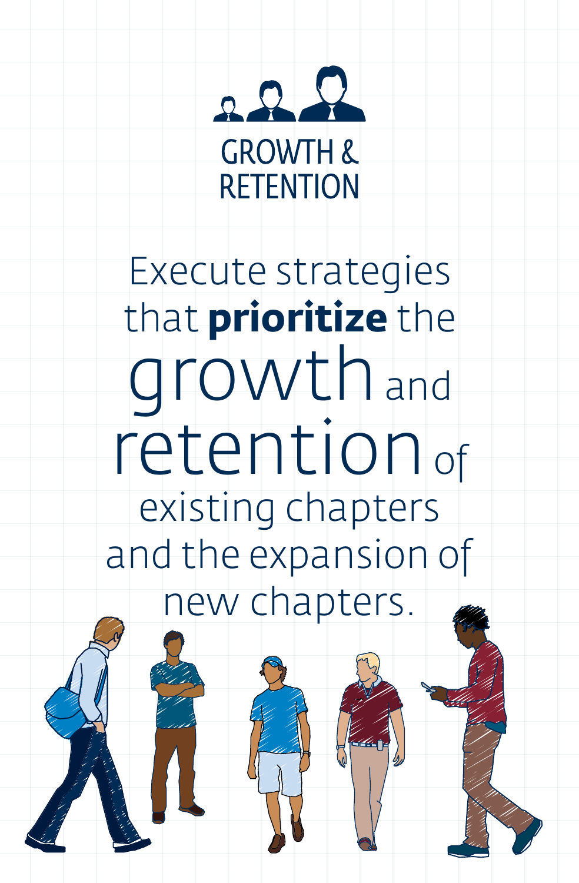# GROWTH & RETENTION

Execute strategies that **prioritize** the growth and retention of existing chapters and the expansion of new chapters.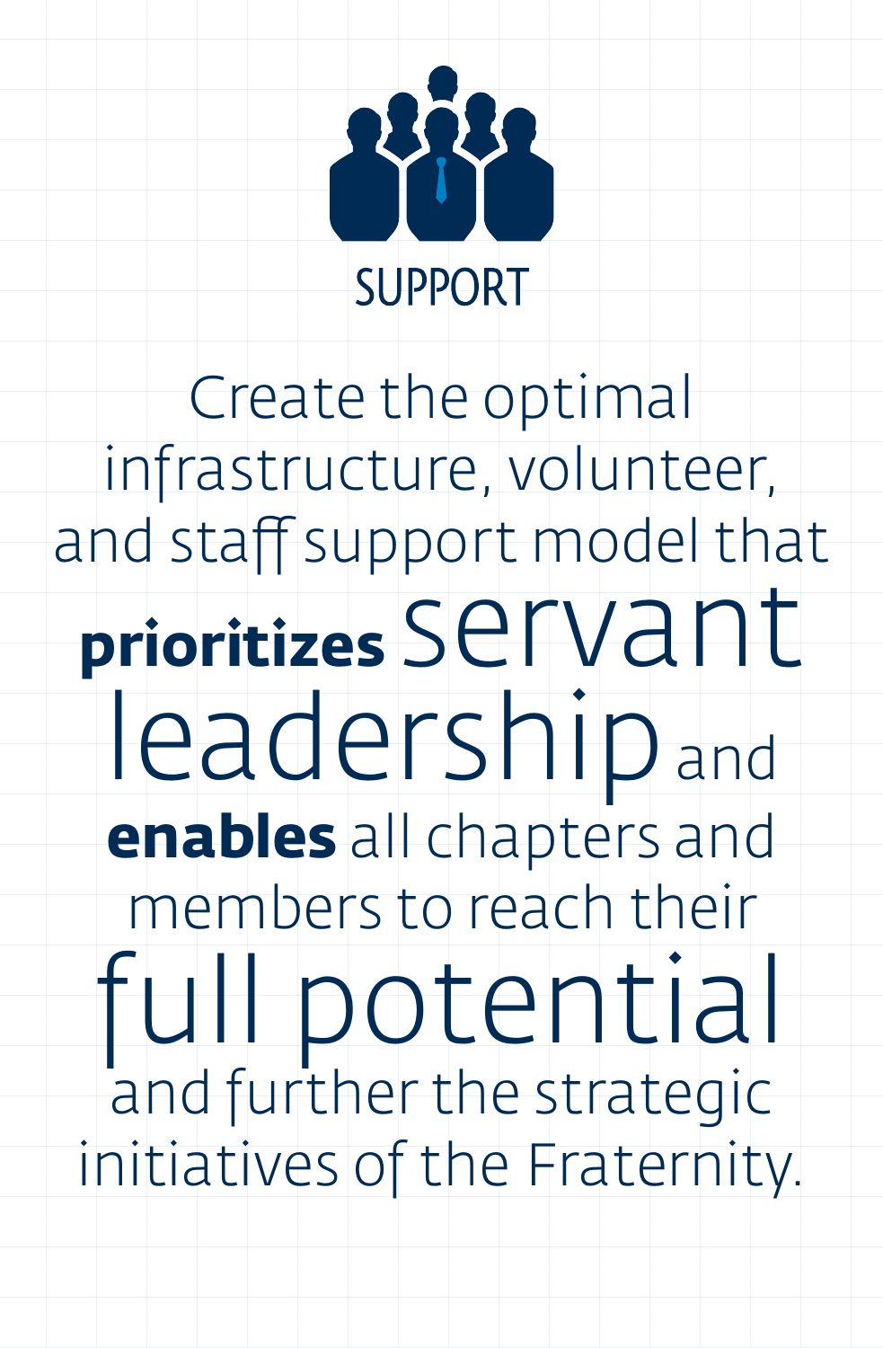# SUPPORT

Create the optimal infrastructure, volunteer, and staff support model that **prioritizes** servant leadership and **enables** all chapters and members to reach their full potential and further the strategic initiatives of the Fraternity.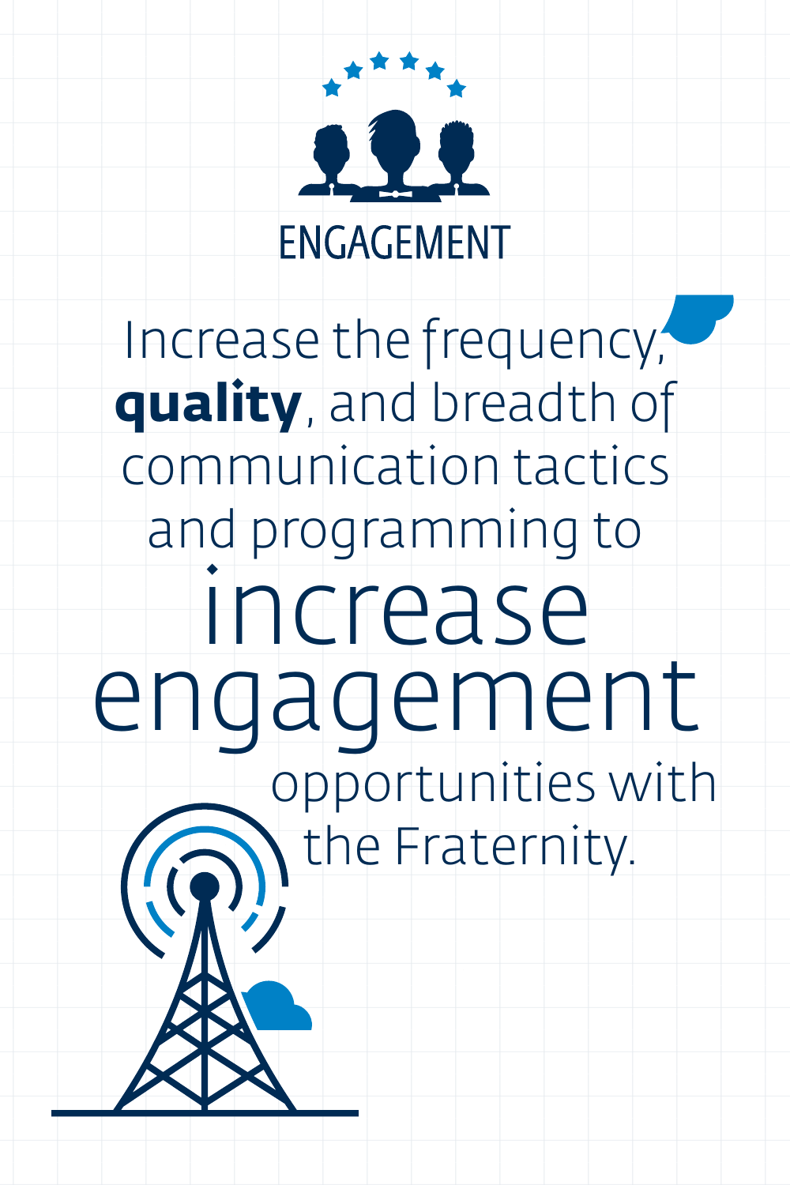# ENGAGEMENT

Increase the frequency, **quality**, and breadth of communication tactics and programming to increase engagement opportunities with the Fraternity.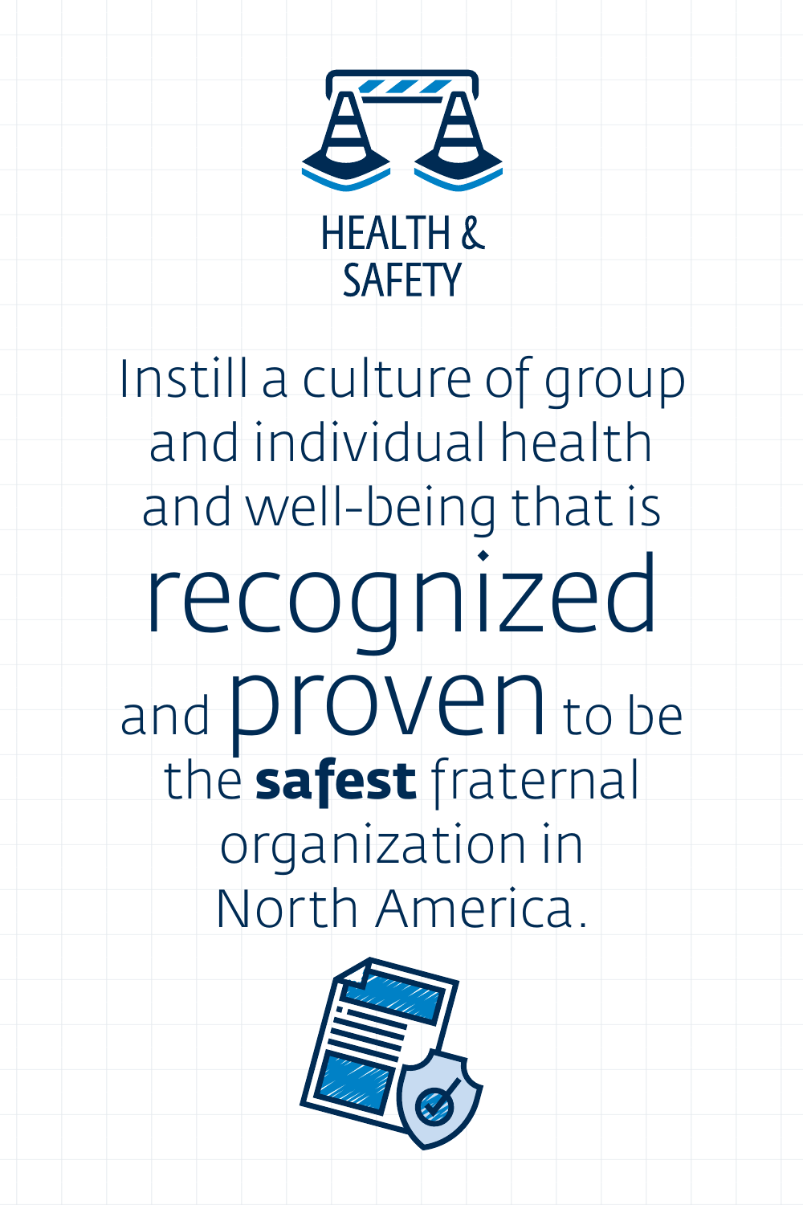# HEALTH & SAFETY

Instill a culture of group and individual health and well-being that is recognized and proven to be the **safest** fraternal organization in North America.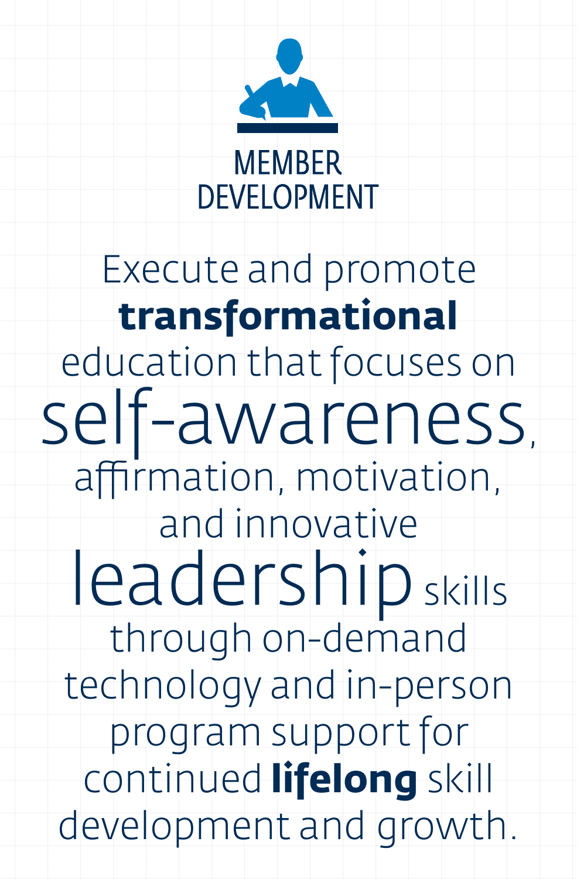# MEMBER DEVELOPMENT

Execute and promote **transformational** education that focuses on self-awareness, affirmation, motivation, and innovative leadership skills through on-demand technology and in-person program support for continued **lifelong** skill development and growth.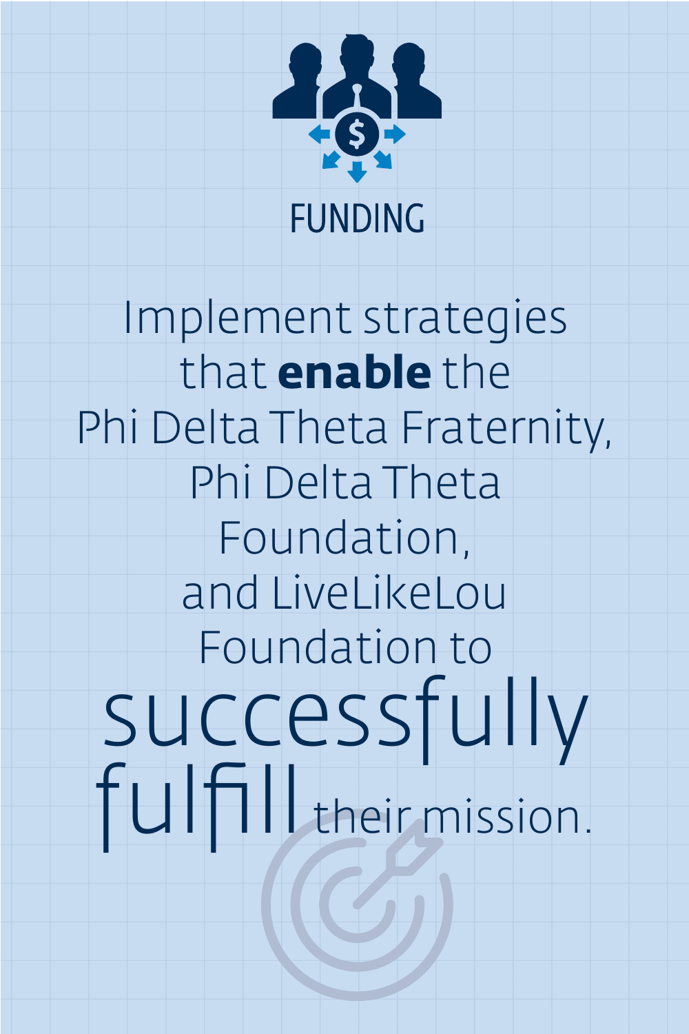# FUNDING

Implement strategies that **enable** the Phi Delta Theta Fraternity, Phi Delta Theta Foundation, and LiveLikeLou Foundation to successfully fulfill their mission.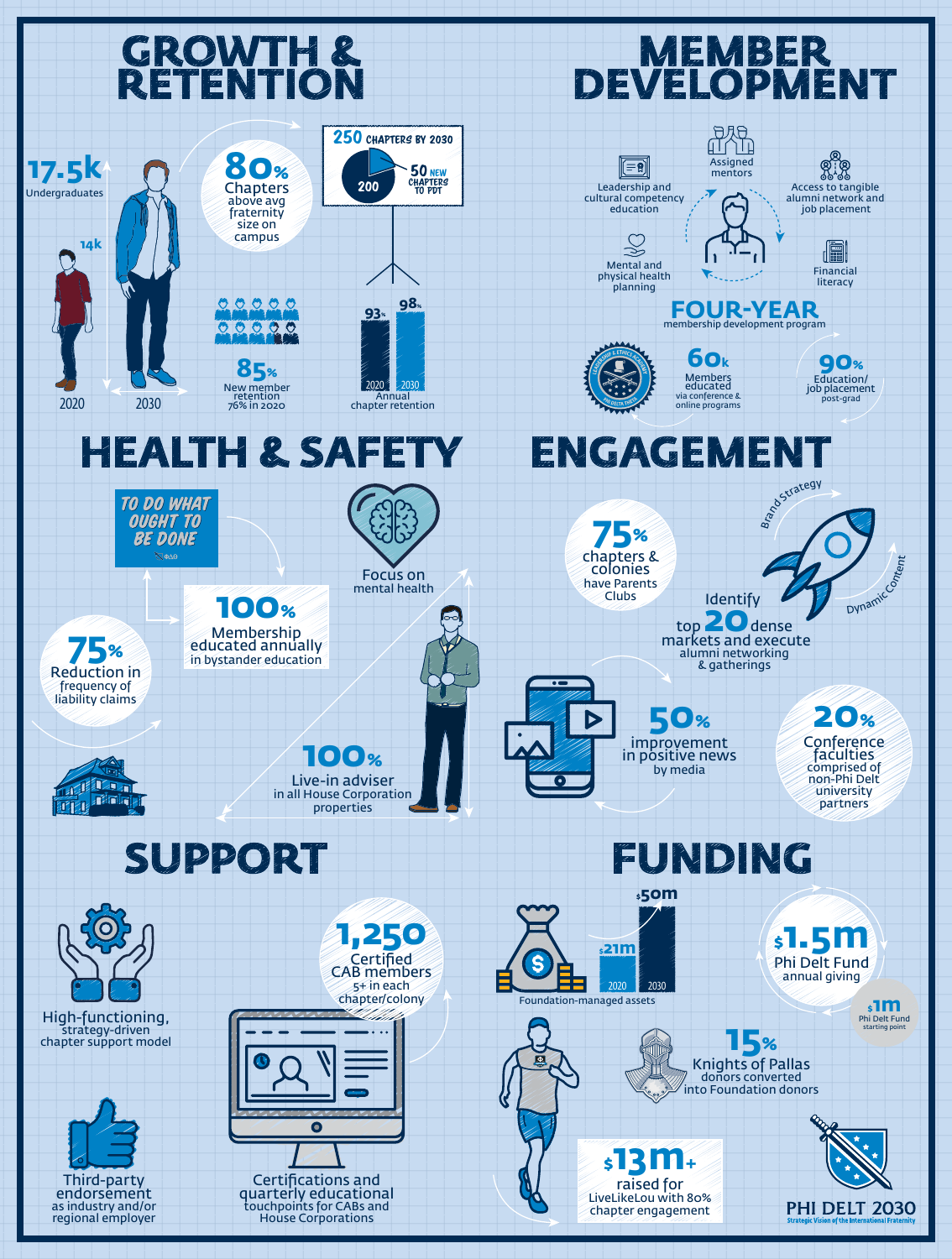# GROWTH & RETENTION

17.5k
Undergraduates

14k

2020
2030

80%
Chapters above avg fraternity size on campus

250 CHAPTERS BY 2030
200
50 NEW CHAPTERS TO PDT

85%
New member retention
76% in 2020

93%
98%
2020
2030
Annual chapter retention

# MEMBER DEVELOPMENT

Leadership and cultural competency education

Assigned mentors

Access to tangible alumni network and job placement

Mental and physical health planning

Financial literacy

FOUR-YEAR
membership development program

60k
Members educated via conference & online programs

90%
Education/ job placement post-grad

# HEALTH & SAFETY

TO DO WHAT OUGHT TO BE DONE

100%
Membership educated annually in bystander education

Focus on mental health

75%
Reduction in frequency of liability claims

100%
Live-in adviser in all House Corporation properties

# ENGAGEMENT

75%
chapters & colonies have Parents Clubs

Brand Strategy

Dynamic Content

Identify top 20 dense markets and execute alumni networking & gatherings

50%
improvement in positive news by media

20%
Conference faculties comprised of non-Phi Delt university partners

# SUPPORT

High-functioning, strategy-driven chapter support model

1,250
Certified CAB members
5+ in each chapter/colony

Third-party endorsement as industry and/or regional employer

Certifications and quarterly educational touchpoints for CABs and House Corporations

# FUNDING

$50m
$21m
2020
2030
Foundation-managed assets

$1.5m
Phi Delt Fund annual giving

$1m
Phi Delt Fund starting point

15%
Knights of Pallas donors converted into Foundation donors

$13m+
raised for LiveLikeLou with 80% chapter engagement

PHI DELT 2030
Strategic Vision of the International Fraternity